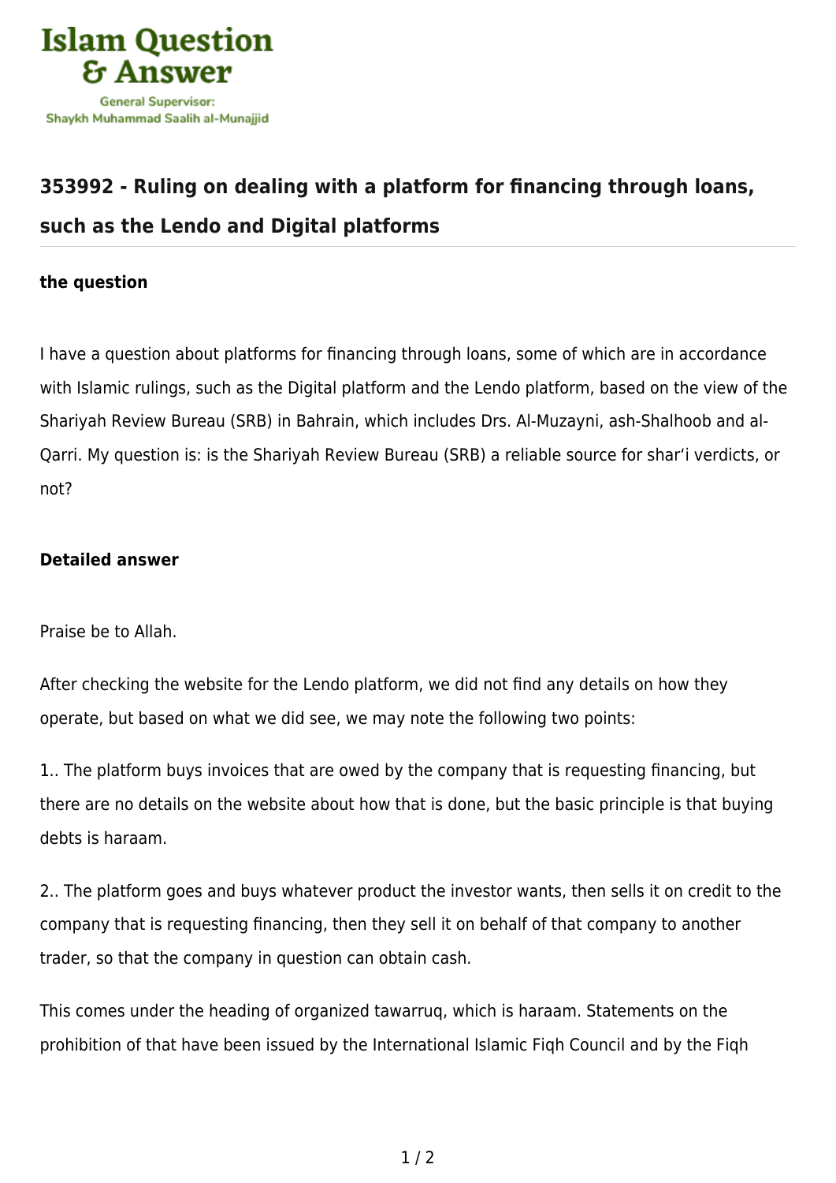# 353992 - Ruling on dealing with a platform for financing through loans, such as the Lendo and Digital platforms

**the question**

I have a question about platforms for financing through loans, some of which are in accordance with Islamic rulings, such as the Digital platform and the Lendo platform, based on the view of the Shariyah Review Bureau (SRB) in Bahrain, which includes Drs. Al-Muzayni, ash-Shalhoob and al-Qarri. My question is: is the Shariyah Review Bureau (SRB) a reliable source for shar'i verdicts, or not?

**Detailed answer**

Praise be to Allah.

After checking the website for the Lendo platform, we did not find any details on how they operate, but based on what we did see, we may note the following two points:

1.. The platform buys invoices that are owed by the company that is requesting financing, but there are no details on the website about how that is done, but the basic principle is that buying debts is haraam.

2.. The platform goes and buys whatever product the investor wants, then sells it on credit to the company that is requesting financing, then they sell it on behalf of that company to another trader, so that the company in question can obtain cash.

This comes under the heading of organized tawarruq, which is haraam. Statements on the prohibition of that have been issued by the International Islamic Fiqh Council and by the Fiqh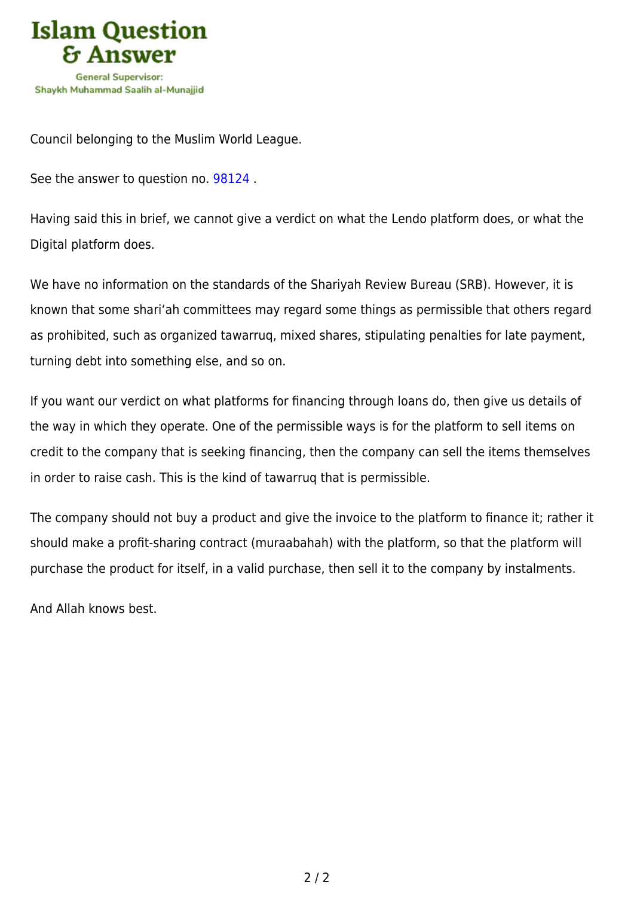Council belonging to the Muslim World League.

See the answer to question no. 98124 .

Having said this in brief, we cannot give a verdict on what the Lendo platform does, or what the Digital platform does.

We have no information on the standards of the Shariyah Review Bureau (SRB). However, it is known that some shari‘ah committees may regard some things as permissible that others regard as prohibited, such as organized tawarruq, mixed shares, stipulating penalties for late payment, turning debt into something else, and so on.

If you want our verdict on what platforms for financing through loans do, then give us details of the way in which they operate. One of the permissible ways is for the platform to sell items on credit to the company that is seeking financing, then the company can sell the items themselves in order to raise cash. This is the kind of tawarruq that is permissible.

The company should not buy a product and give the invoice to the platform to finance it; rather it should make a profit-sharing contract (muraabahah) with the platform, so that the platform will purchase the product for itself, in a valid purchase, then sell it to the company by instalments.

And Allah knows best.